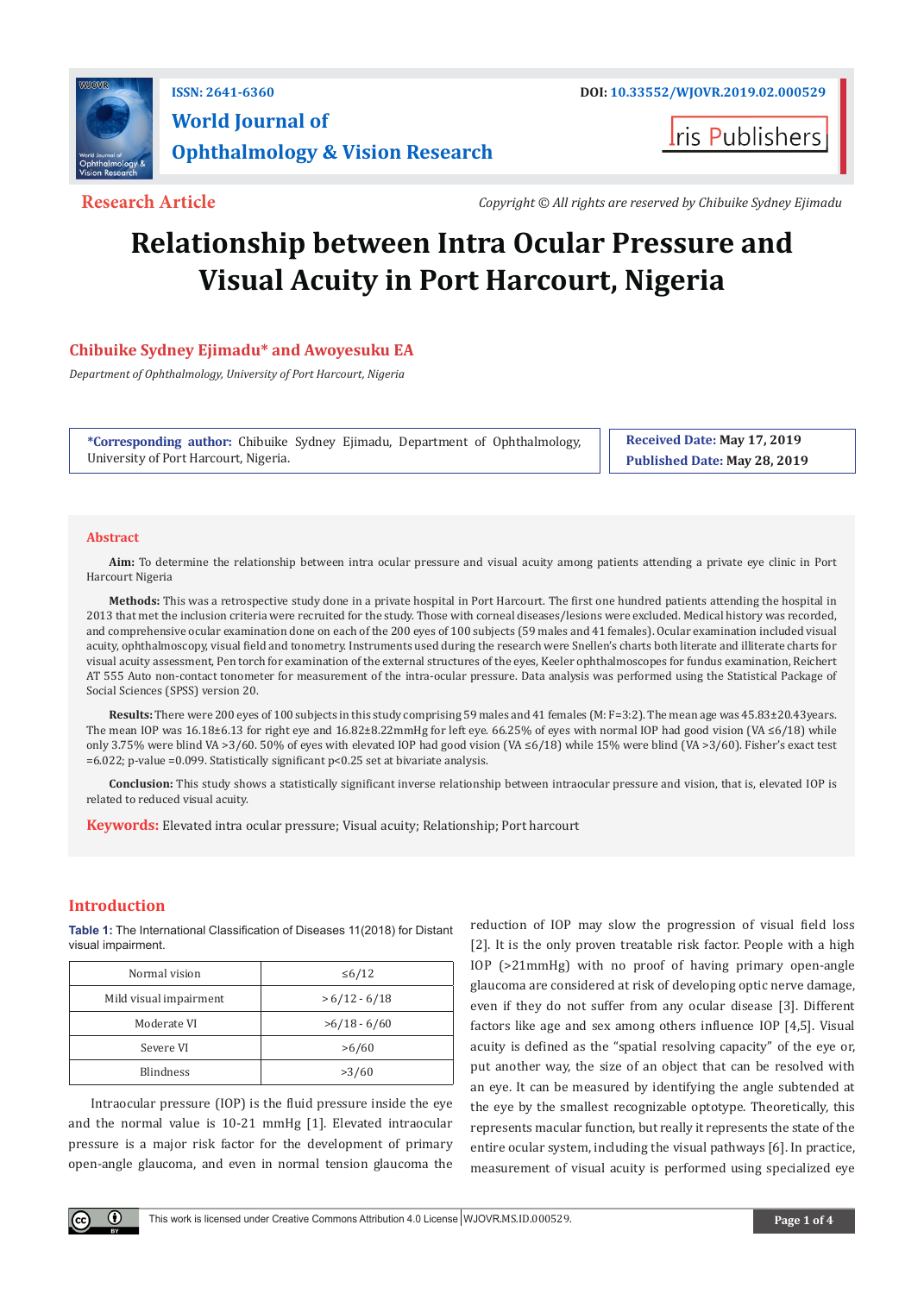ISSN: 2641-6360

DOI: 10.33552/WJOVR.2019.02.000529

# World Journal of Ophthalmology & Vision Research

Iris Publishers

**Research Article**

*Copyright © All rights are reserved by Chibuike Sydney Ejimadu*

# Relationship between Intra Ocular Pressure and Visual Acuity in Port Harcourt, Nigeria

**Chibuike Sydney Ejimadu\* and Awoyesuku EA**

*Department of Ophthalmology, University of Port Harcourt, Nigeria*

**\*Corresponding author:** Chibuike Sydney Ejimadu, Department of Ophthalmology, University of Port Harcourt, Nigeria.

**Received Date:** May 17, 2019

**Published Date:** May 28, 2019

## Abstract

**Aim:** To determine the relationship between intra ocular pressure and visual acuity among patients attending a private eye clinic in Port Harcourt Nigeria

**Methods:** This was a retrospective study done in a private hospital in Port Harcourt. The first one hundred patients attending the hospital in 2013 that met the inclusion criteria were recruited for the study. Those with corneal diseases/lesions were excluded. Medical history was recorded, and comprehensive ocular examination done on each of the 200 eyes of 100 subjects (59 males and 41 females). Ocular examination included visual acuity, ophthalmoscopy, visual field and tonometry. Instruments used during the research were Snellen's charts both literate and illiterate charts for visual acuity assessment, Pen torch for examination of the external structures of the eyes, Keeler ophthalmoscopes for fundus examination, Reichert AT 555 Auto non-contact tonometer for measurement of the intra-ocular pressure. Data analysis was performed using the Statistical Package of Social Sciences (SPSS) version 20.

**Results:** There were 200 eyes of 100 subjects in this study comprising 59 males and 41 females (M: F=3:2). The mean age was 45.83±20.43years. The mean IOP was 16.18±6.13 for right eye and 16.82±8.22mmHg for left eye. 66.25% of eyes with normal IOP had good vision (VA ≤6/18) while only 3.75% were blind VA >3/60. 50% of eyes with elevated IOP had good vision (VA ≤6/18) while 15% were blind (VA >3/60). Fisher's exact test =6.022; p-value =0.099. Statistically significant p<0.25 set at bivariate analysis.

**Conclusion:** This study shows a statistically significant inverse relationship between intraocular pressure and vision, that is, elevated IOP is related to reduced visual acuity.

**Keywords:** Elevated intra ocular pressure; Visual acuity; Relationship; Port harcourt

## Introduction

**Table 1:** The International Classification of Diseases 11(2018) for Distant visual impairment.

| Normal vision | ≤6/12 |
|---|---|
| Mild visual impairment | > 6/12 - 6/18 |
| Moderate VI | >6/18 - 6/60 |
| Severe VI | >6/60 |
| Blindness | >3/60 |

Intraocular pressure (IOP) is the fluid pressure inside the eye and the normal value is 10-21 mmHg [1]. Elevated intraocular pressure is a major risk factor for the development of primary open-angle glaucoma, and even in normal tension glaucoma the reduction of IOP may slow the progression of visual field loss [2]. It is the only proven treatable risk factor. People with a high IOP (>21mmHg) with no proof of having primary open-angle glaucoma are considered at risk of developing optic nerve damage, even if they do not suffer from any ocular disease [3]. Different factors like age and sex among others influence IOP [4,5]. Visual acuity is defined as the "spatial resolving capacity" of the eye or, put another way, the size of an object that can be resolved with an eye. It can be measured by identifying the angle subtended at the eye by the smallest recognizable optotype. Theoretically, this represents macular function, but really it represents the state of the entire ocular system, including the visual pathways [6]. In practice, measurement of visual acuity is performed using specialized eye

This work is licensed under Creative Commons Attribution 4.0 License WJOVR.MS.ID.000529.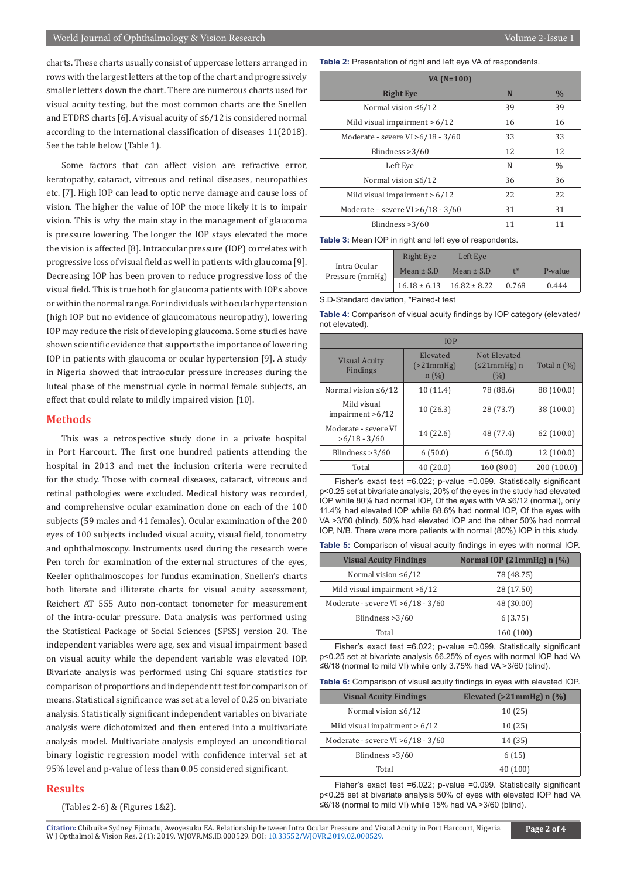charts. These charts usually consist of uppercase letters arranged in rows with the largest letters at the top of the chart and progressively smaller letters down the chart. There are numerous charts used for visual acuity testing, but the most common charts are the Snellen and ETDRS charts [6]. A visual acuity of ≤6/12 is considered normal according to the international classification of diseases 11(2018). See the table below (Table 1).

Some factors that can affect vision are refractive error, keratopathy, cataract, vitreous and retinal diseases, neuropathies etc. [7]. High IOP can lead to optic nerve damage and cause loss of vision. The higher the value of IOP the more likely it is to impair vision. This is why the main stay in the management of glaucoma is pressure lowering. The longer the IOP stays elevated the more the vision is affected [8]. Intraocular pressure (IOP) correlates with progressive loss of visual field as well in patients with glaucoma [9]. Decreasing IOP has been proven to reduce progressive loss of the visual field. This is true both for glaucoma patients with IOPs above or within the normal range. For individuals with ocular hypertension (high IOP but no evidence of glaucomatous neuropathy), lowering IOP may reduce the risk of developing glaucoma. Some studies have shown scientific evidence that supports the importance of lowering IOP in patients with glaucoma or ocular hypertension [9]. A study in Nigeria showed that intraocular pressure increases during the luteal phase of the menstrual cycle in normal female subjects, an effect that could relate to mildly impaired vision [10].

## Methods

This was a retrospective study done in a private hospital in Port Harcourt. The first one hundred patients attending the hospital in 2013 and met the inclusion criteria were recruited for the study. Those with corneal diseases, cataract, vitreous and retinal pathologies were excluded. Medical history was recorded, and comprehensive ocular examination done on each of the 100 subjects (59 males and 41 females). Ocular examination of the 200 eyes of 100 subjects included visual acuity, visual field, tonometry and ophthalmoscopy. Instruments used during the research were Pen torch for examination of the external structures of the eyes, Keeler ophthalmoscopes for fundus examination, Snellen's charts both literate and illiterate charts for visual acuity assessment, Reichert AT 555 Auto non-contact tonometer for measurement of the intra-ocular pressure. Data analysis was performed using the Statistical Package of Social Sciences (SPSS) version 20. The independent variables were age, sex and visual impairment based on visual acuity while the dependent variable was elevated IOP. Bivariate analysis was performed using Chi square statistics for comparison of proportions and independent t test for comparison of means. Statistical significance was set at a level of 0.25 on bivariate analysis. Statistically significant independent variables on bivariate analysis were dichotomized and then entered into a multivariate analysis model. Multivariate analysis employed an unconditional binary logistic regression model with confidence interval set at 95% level and p-value of less than 0.05 considered significant.

## Results

(Tables 2-6) & (Figures 1&2).

**Table 2:** Presentation of right and left eye VA of respondents.

| VA (N=100) | | |
|---|---|---|
| **Right Eye** | **N** | **%** |
| Normal vision ≤6/12 | 39 | 39 |
| Mild visual impairment > 6/12 | 16 | 16 |
| Moderate - severe VI >6/18 - 3/60 | 33 | 33 |
| Blindness >3/60 | 12 | 12 |
| Left Eye | N | % |
| Normal vision ≤6/12 | 36 | 36 |
| Mild visual impairment > 6/12 | 22 | 22 |
| Moderate – severe VI >6/18 - 3/60 | 31 | 31 |
| Blindness >3/60 | 11 | 11 |

**Table 3:** Mean IOP in right and left eye of respondents.

| Intra Ocular Pressure (mmHg) | Right Eye | Left Eye | | |
|---|---|---|---|---|
| | Mean ± S.D | Mean ± S.D | t* | P-value |
| | 16.18 ± 6.13 | 16.82 ± 8.22 | 0.768 | 0.444 |

S.D-Standard deviation, *Paired-t test

**Table 4:** Comparison of visual acuity findings by IOP category (elevated/ not elevated).

| | IOP | | |
|---|---|---|---|
| Visual Acuity Findings | Elevated (>21mmHg) n (%) | Not Elevated (≤21mmHg) n (%) | Total n (%) |
| Normal vision ≤6/12 | 10 (11.4) | 78 (88.6) | 88 (100.0) |
| Mild visual impairment >6/12 | 10 (26.3) | 28 (73.7) | 38 (100.0) |
| Moderate - severe VI >6/18 - 3/60 | 14 (22.6) | 48 (77.4) | 62 (100.0) |
| Blindness >3/60 | 6 (50.0) | 6 (50.0) | 12 (100.0) |
| Total | 40 (20.0) | 160 (80.0) | 200 (100.0) |

Fisher's exact test =6.022; p-value =0.099. Statistically significant p<0.25 set at bivariate analysis, 20% of the eyes in the study had elevated IOP while 80% had normal IOP, Of the eyes with VA ≤6/12 (normal), only 11.4% had elevated IOP while 88.6% had normal IOP, Of the eyes with VA >3/60 (blind), 50% had elevated IOP and the other 50% had normal IOP, N/B. There were more patients with normal (80%) IOP in this study.

**Table 5:** Comparison of visual acuity findings in eyes with normal IOP.

| Visual Acuity Findings | Normal IOP (21mmHg) n (%) |
|---|---|
| Normal vision ≤6/12 | 78 (48.75) |
| Mild visual impairment >6/12 | 28 (17.50) |
| Moderate - severe VI >6/18 - 3/60 | 48 (30.00) |
| Blindness >3/60 | 6 (3.75) |
| Total | 160 (100) |

Fisher's exact test =6.022; p-value =0.099. Statistically significant p<0.25 set at bivariate analysis 66.25% of eyes with normal IOP had VA ≤6/18 (normal to mild VI) while only 3.75% had VA >3/60 (blind).

**Table 6:** Comparison of visual acuity findings in eyes with elevated IOP.

| Visual Acuity Findings | Elevated (>21mmHg) n (%) |
|---|---|
| Normal vision ≤6/12 | 10 (25) |
| Mild visual impairment > 6/12 | 10 (25) |
| Moderate - severe VI >6/18 - 3/60 | 14 (35) |
| Blindness >3/60 | 6 (15) |
| Total | 40 (100) |

Fisher's exact test =6.022; p-value =0.099. Statistically significant p<0.25 set at bivariate analysis 50% of eyes with elevated IOP had VA ≤6/18 (normal to mild VI) while 15% had VA >3/60 (blind).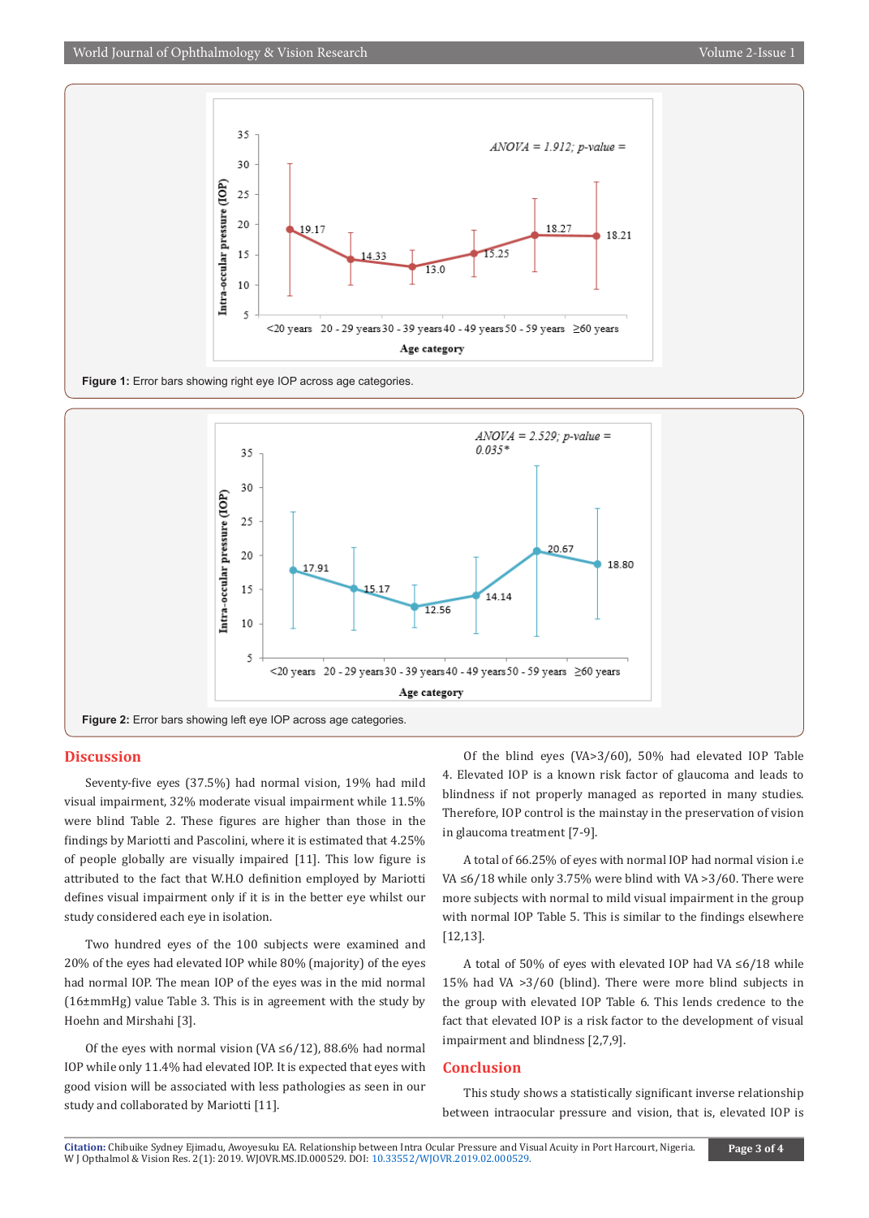Figure 1: Error bars showing right eye IOP across age categories.

Figure 2: Error bars showing left eye IOP across age categories.

## Discussion

Seventy-five eyes (37.5%) had normal vision, 19% had mild visual impairment, 32% moderate visual impairment while 11.5% were blind Table 2. These figures are higher than those in the findings by Mariotti and Pascolini, where it is estimated that 4.25% of people globally are visually impaired [11]. This low figure is attributed to the fact that W.H.O definition employed by Mariotti defines visual impairment only if it is in the better eye whilst our study considered each eye in isolation.

Two hundred eyes of the 100 subjects were examined and 20% of the eyes had elevated IOP while 80% (majority) of the eyes had normal IOP. The mean IOP of the eyes was in the mid normal (16±mmHg) value Table 3. This is in agreement with the study by Hoehn and Mirshahi [3].

Of the eyes with normal vision (VA ≤6/12), 88.6% had normal IOP while only 11.4% had elevated IOP. It is expected that eyes with good vision will be associated with less pathologies as seen in our study and collaborated by Mariotti [11].

Of the blind eyes (VA>3/60), 50% had elevated IOP Table 4. Elevated IOP is a known risk factor of glaucoma and leads to blindness if not properly managed as reported in many studies. Therefore, IOP control is the mainstay in the preservation of vision in glaucoma treatment [7-9].

A total of 66.25% of eyes with normal IOP had normal vision i.e VA ≤6/18 while only 3.75% were blind with VA >3/60. There were more subjects with normal to mild visual impairment in the group with normal IOP Table 5. This is similar to the findings elsewhere [12,13].

A total of 50% of eyes with elevated IOP had VA ≤6/18 while 15% had VA >3/60 (blind). There were more blind subjects in the group with elevated IOP Table 6. This lends credence to the fact that elevated IOP is a risk factor to the development of visual impairment and blindness [2,7,9].

## Conclusion

This study shows a statistically significant inverse relationship between intraocular pressure and vision, that is, elevated IOP is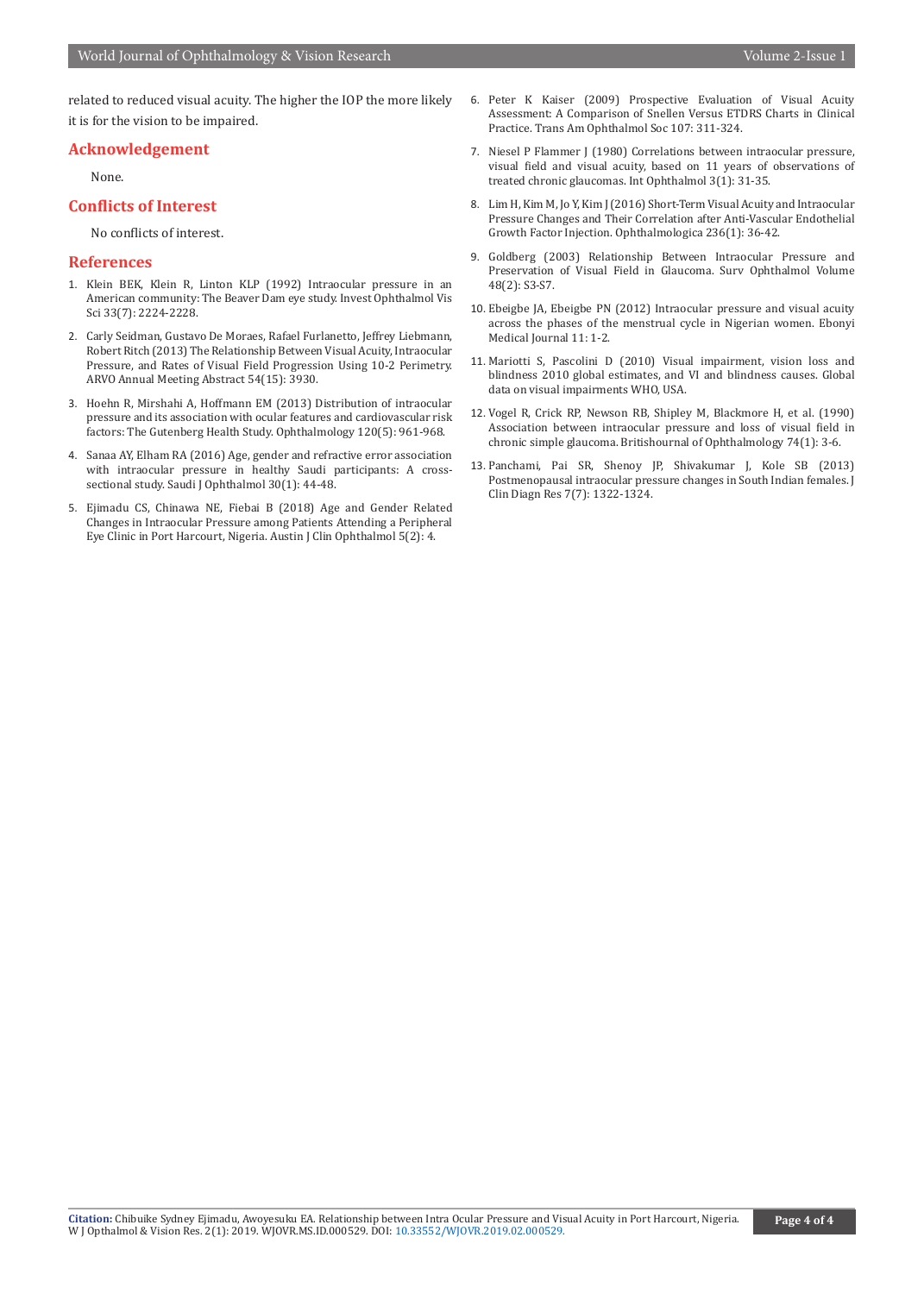related to reduced visual acuity. The higher the IOP the more likely it is for the vision to be impaired.

## Acknowledgement

None.

## Conflicts of Interest

No conflicts of interest.

## References

1. Klein BEK, Klein R, Linton KLP (1992) Intraocular pressure in an American community: The Beaver Dam eye study. Invest Ophthalmol Vis Sci 33(7): 2224-2228.
2. Carly Seidman, Gustavo De Moraes, Rafael Furlanetto, Jeffrey Liebmann, Robert Ritch (2013) The Relationship Between Visual Acuity, Intraocular Pressure, and Rates of Visual Field Progression Using 10-2 Perimetry. ARVO Annual Meeting Abstract 54(15): 3930.
3. Hoehn R, Mirshahi A, Hoffmann EM (2013) Distribution of intraocular pressure and its association with ocular features and cardiovascular risk factors: The Gutenberg Health Study. Ophthalmology 120(5): 961-968.
4. Sanaa AY, Elham RA (2016) Age, gender and refractive error association with intraocular pressure in healthy Saudi participants: A cross-sectional study. Saudi J Ophthalmol 30(1): 44-48.
5. Ejimadu CS, Chinawa NE, Fiebai B (2018) Age and Gender Related Changes in Intraocular Pressure among Patients Attending a Peripheral Eye Clinic in Port Harcourt, Nigeria. Austin J Clin Ophthalmol 5(2): 4.
6. Peter K Kaiser (2009) Prospective Evaluation of Visual Acuity Assessment: A Comparison of Snellen Versus ETDRS Charts in Clinical Practice. Trans Am Ophthalmol Soc 107: 311-324.
7. Niesel P Flammer J (1980) Correlations between intraocular pressure, visual field and visual acuity, based on 11 years of observations of treated chronic glaucomas. Int Ophthalmol 3(1): 31-35.
8. Lim H, Kim M, Jo Y, Kim J (2016) Short-Term Visual Acuity and Intraocular Pressure Changes and Their Correlation after Anti-Vascular Endothelial Growth Factor Injection. Ophthalmologica 236(1): 36-42.
9. Goldberg (2003) Relationship Between Intraocular Pressure and Preservation of Visual Field in Glaucoma. Surv Ophthalmol Volume 48(2): S3-S7.
10. Ebeigbe JA, Ebeigbe PN (2012) Intraocular pressure and visual acuity across the phases of the menstrual cycle in Nigerian women. Ebonyi Medical Journal 11: 1-2.
11. Mariotti S, Pascolini D (2010) Visual impairment, vision loss and blindness 2010 global estimates, and VI and blindness causes. Global data on visual impairments WHO, USA.
12. Vogel R, Crick RP, Newson RB, Shipley M, Blackmore H, et al. (1990) Association between intraocular pressure and loss of visual field in chronic simple glaucoma. Britishournal of Ophthalmology 74(1): 3-6.
13. Panchami, Pai SR, Shenoy JP, Shivakumar J, Kole SB (2013) Postmenopausal intraocular pressure changes in South Indian females. J Clin Diagn Res 7(7): 1322-1324.

**Citation:** Chibuike Sydney Ejimadu, Awoyesuku EA. Relationship between Intra Ocular Pressure and Visual Acuity in Port Harcourt, Nigeria. W J Opthalmol & Vision Res. 2(1): 2019. WJOVR.MS.ID.000529. DOI: 10.33552/WJOVR.2019.02.000529.